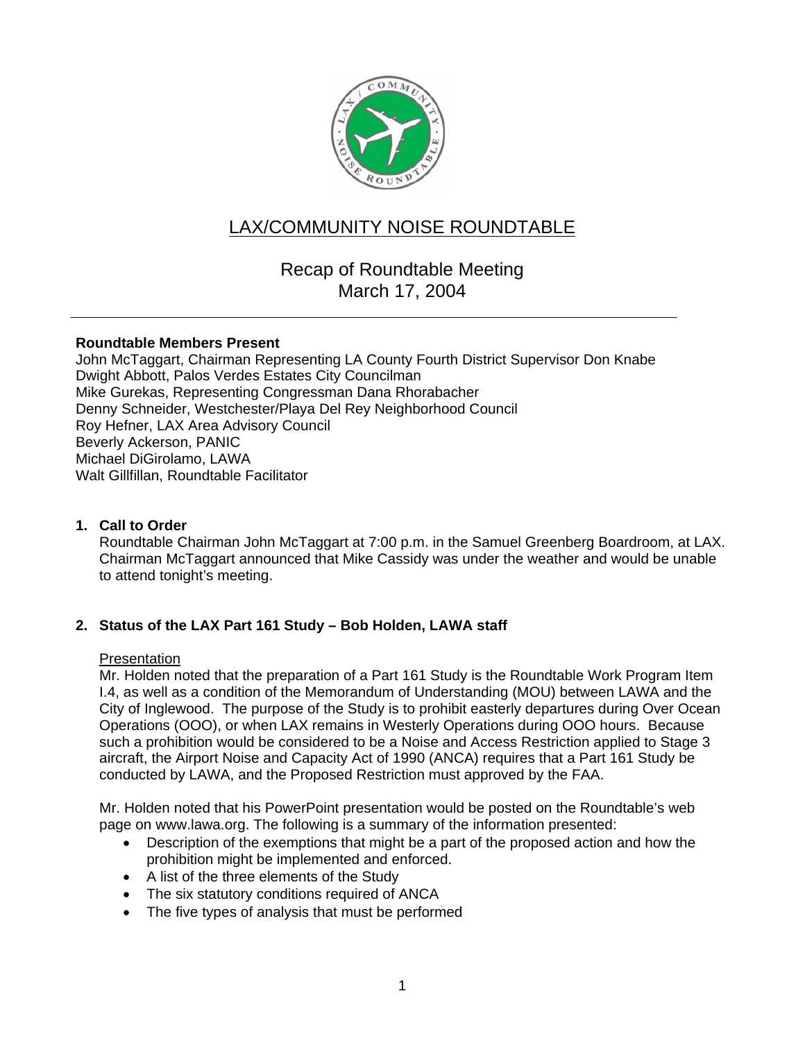# LAX/COMMUNITY NOISE ROUNDTABLE

## Recap of Roundtable Meeting
## March 17, 2004

**Roundtable Members Present**
John McTaggart, Chairman Representing LA County Fourth District Supervisor Don Knabe
Dwight Abbott, Palos Verdes Estates City Councilman
Mike Gurekas, Representing Congressman Dana Rhorabacher
Denny Schneider, Westchester/Playa Del Rey Neighborhood Council
Roy Hefner, LAX Area Advisory Council
Beverly Ackerson, PANIC
Michael DiGirolamo, LAWA
Walt Gillfillan, Roundtable Facilitator

### 1. Call to Order

Roundtable Chairman John McTaggart at 7:00 p.m. in the Samuel Greenberg Boardroom, at LAX. Chairman McTaggart announced that Mike Cassidy was under the weather and would be unable to attend tonight's meeting.

### 2. Status of the LAX Part 161 Study – Bob Holden, LAWA staff

Presentation

Mr. Holden noted that the preparation of a Part 161 Study is the Roundtable Work Program Item I.4, as well as a condition of the Memorandum of Understanding (MOU) between LAWA and the City of Inglewood. The purpose of the Study is to prohibit easterly departures during Over Ocean Operations (OOO), or when LAX remains in Westerly Operations during OOO hours. Because such a prohibition would be considered to be a Noise and Access Restriction applied to Stage 3 aircraft, the Airport Noise and Capacity Act of 1990 (ANCA) requires that a Part 161 Study be conducted by LAWA, and the Proposed Restriction must approved by the FAA.

Mr. Holden noted that his PowerPoint presentation would be posted on the Roundtable's web page on www.lawa.org. The following is a summary of the information presented:

- Description of the exemptions that might be a part of the proposed action and how the prohibition might be implemented and enforced.
- A list of the three elements of the Study
- The six statutory conditions required of ANCA
- The five types of analysis that must be performed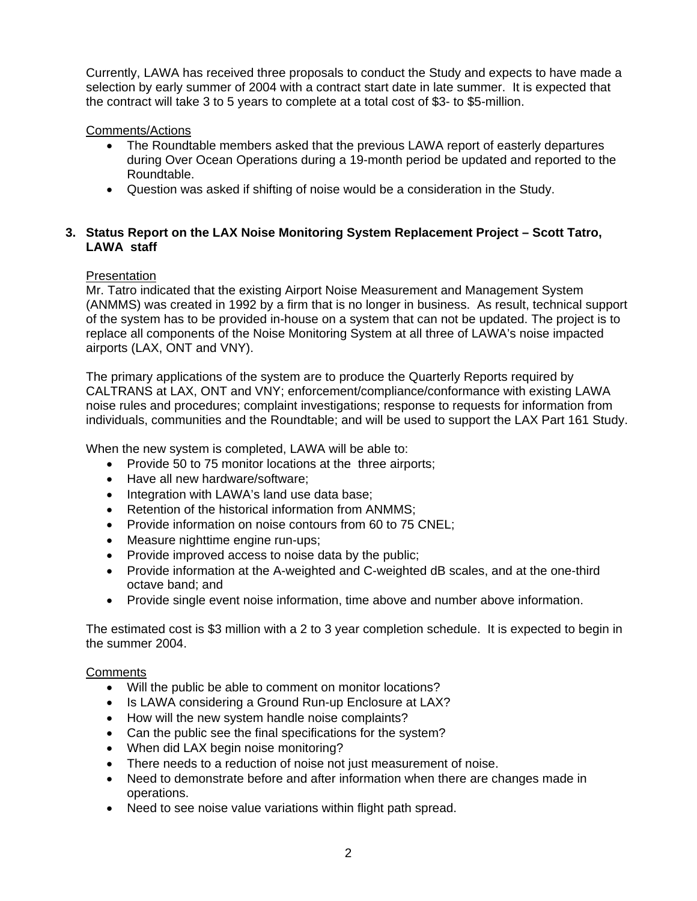Currently, LAWA has received three proposals to conduct the Study and expects to have made a selection by early summer of 2004 with a contract start date in late summer. It is expected that the contract will take 3 to 5 years to complete at a total cost of $3- to $5-million.

Comments/Actions

- The Roundtable members asked that the previous LAWA report of easterly departures during Over Ocean Operations during a 19-month period be updated and reported to the Roundtable.
- Question was asked if shifting of noise would be a consideration in the Study.

**3. Status Report on the LAX Noise Monitoring System Replacement Project – Scott Tatro, LAWA staff**

Presentation

Mr. Tatro indicated that the existing Airport Noise Measurement and Management System (ANMMS) was created in 1992 by a firm that is no longer in business. As result, technical support of the system has to be provided in-house on a system that can not be updated. The project is to replace all components of the Noise Monitoring System at all three of LAWA's noise impacted airports (LAX, ONT and VNY).

The primary applications of the system are to produce the Quarterly Reports required by CALTRANS at LAX, ONT and VNY; enforcement/compliance/conformance with existing LAWA noise rules and procedures; complaint investigations; response to requests for information from individuals, communities and the Roundtable; and will be used to support the LAX Part 161 Study.

When the new system is completed, LAWA will be able to:

- Provide 50 to 75 monitor locations at the three airports;
- Have all new hardware/software;
- Integration with LAWA's land use data base;
- Retention of the historical information from ANMMS;
- Provide information on noise contours from 60 to 75 CNEL;
- Measure nighttime engine run-ups;
- Provide improved access to noise data by the public;
- Provide information at the A-weighted and C-weighted dB scales, and at the one-third octave band; and
- Provide single event noise information, time above and number above information.

The estimated cost is $3 million with a 2 to 3 year completion schedule. It is expected to begin in the summer 2004.

Comments

- Will the public be able to comment on monitor locations?
- Is LAWA considering a Ground Run-up Enclosure at LAX?
- How will the new system handle noise complaints?
- Can the public see the final specifications for the system?
- When did LAX begin noise monitoring?
- There needs to a reduction of noise not just measurement of noise.
- Need to demonstrate before and after information when there are changes made in operations.
- Need to see noise value variations within flight path spread.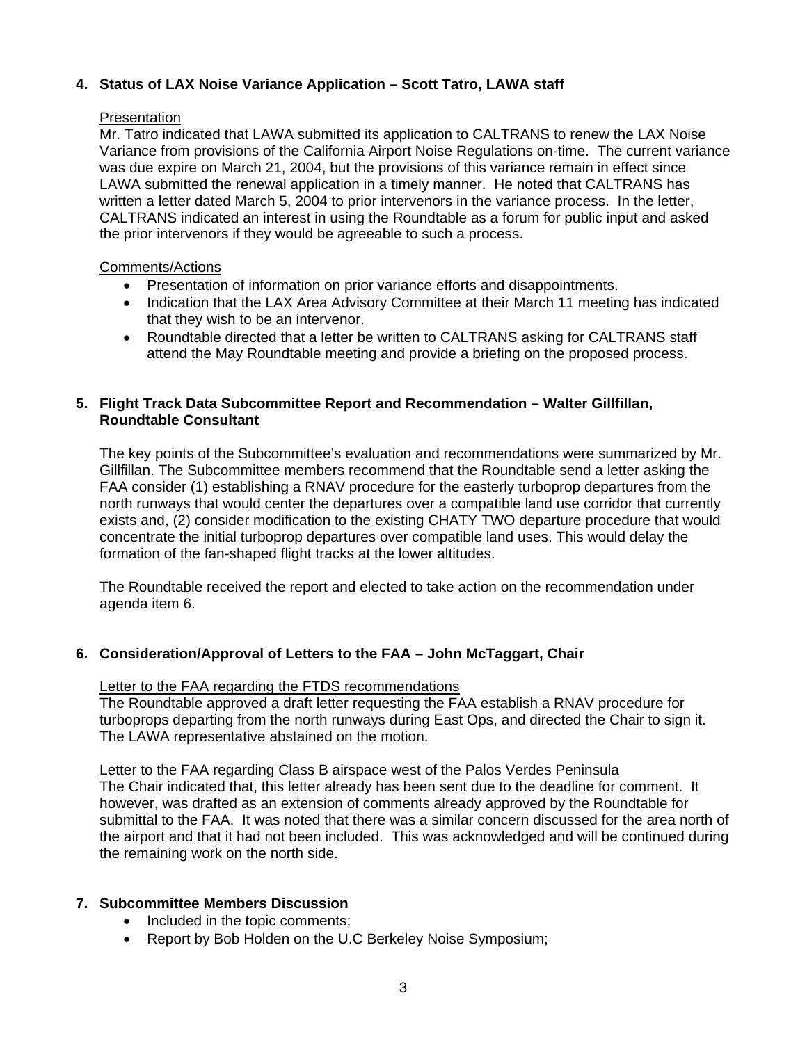### 4. Status of LAX Noise Variance Application – Scott Tatro, LAWA staff

Presentation

Mr. Tatro indicated that LAWA submitted its application to CALTRANS to renew the LAX Noise Variance from provisions of the California Airport Noise Regulations on-time. The current variance was due expire on March 21, 2004, but the provisions of this variance remain in effect since LAWA submitted the renewal application in a timely manner. He noted that CALTRANS has written a letter dated March 5, 2004 to prior intervenors in the variance process. In the letter, CALTRANS indicated an interest in using the Roundtable as a forum for public input and asked the prior intervenors if they would be agreeable to such a process.

Comments/Actions

- Presentation of information on prior variance efforts and disappointments.
- Indication that the LAX Area Advisory Committee at their March 11 meeting has indicated that they wish to be an intervenor.
- Roundtable directed that a letter be written to CALTRANS asking for CALTRANS staff attend the May Roundtable meeting and provide a briefing on the proposed process.

### 5. Flight Track Data Subcommittee Report and Recommendation – Walter Gillfillan, Roundtable Consultant

The key points of the Subcommittee's evaluation and recommendations were summarized by Mr. Gillfillan. The Subcommittee members recommend that the Roundtable send a letter asking the FAA consider (1) establishing a RNAV procedure for the easterly turboprop departures from the north runways that would center the departures over a compatible land use corridor that currently exists and, (2) consider modification to the existing CHATY TWO departure procedure that would concentrate the initial turboprop departures over compatible land uses. This would delay the formation of the fan-shaped flight tracks at the lower altitudes.

The Roundtable received the report and elected to take action on the recommendation under agenda item 6.

### 6. Consideration/Approval of Letters to the FAA – John McTaggart, Chair

Letter to the FAA regarding the FTDS recommendations

The Roundtable approved a draft letter requesting the FAA establish a RNAV procedure for turboprops departing from the north runways during East Ops, and directed the Chair to sign it. The LAWA representative abstained on the motion.

Letter to the FAA regarding Class B airspace west of the Palos Verdes Peninsula

The Chair indicated that, this letter already has been sent due to the deadline for comment. It however, was drafted as an extension of comments already approved by the Roundtable for submittal to the FAA. It was noted that there was a similar concern discussed for the area north of the airport and that it had not been included. This was acknowledged and will be continued during the remaining work on the north side.

### 7. Subcommittee Members Discussion

- Included in the topic comments;
- Report by Bob Holden on the U.C Berkeley Noise Symposium;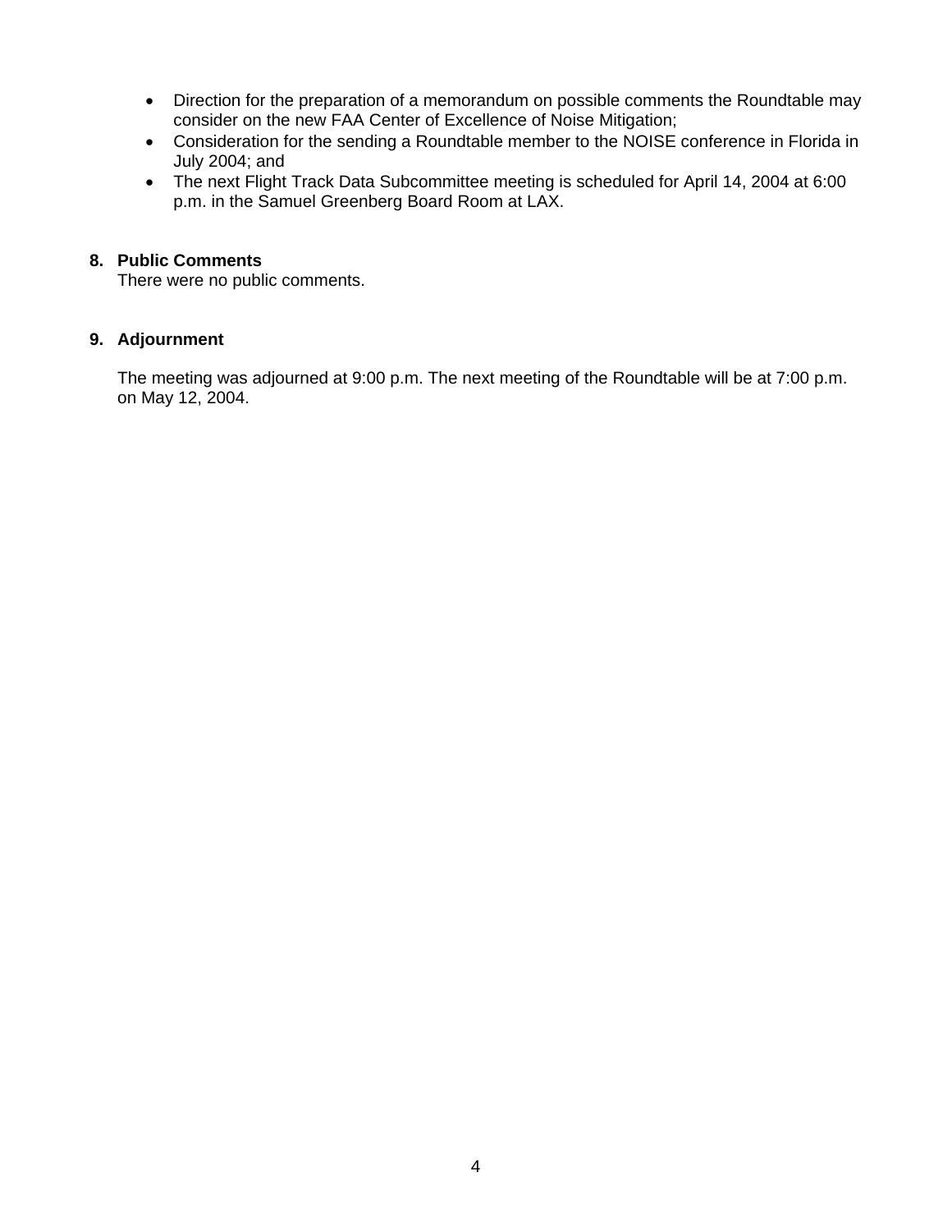- Direction for the preparation of a memorandum on possible comments the Roundtable may consider on the new FAA Center of Excellence of Noise Mitigation;
- Consideration for the sending a Roundtable member to the NOISE conference in Florida in July 2004; and
- The next Flight Track Data Subcommittee meeting is scheduled for April 14, 2004 at 6:00 p.m. in the Samuel Greenberg Board Room at LAX.

**8. Public Comments**

There were no public comments.

**9. Adjournment**

The meeting was adjourned at 9:00 p.m. The next meeting of the Roundtable will be at 7:00 p.m. on May 12, 2004.